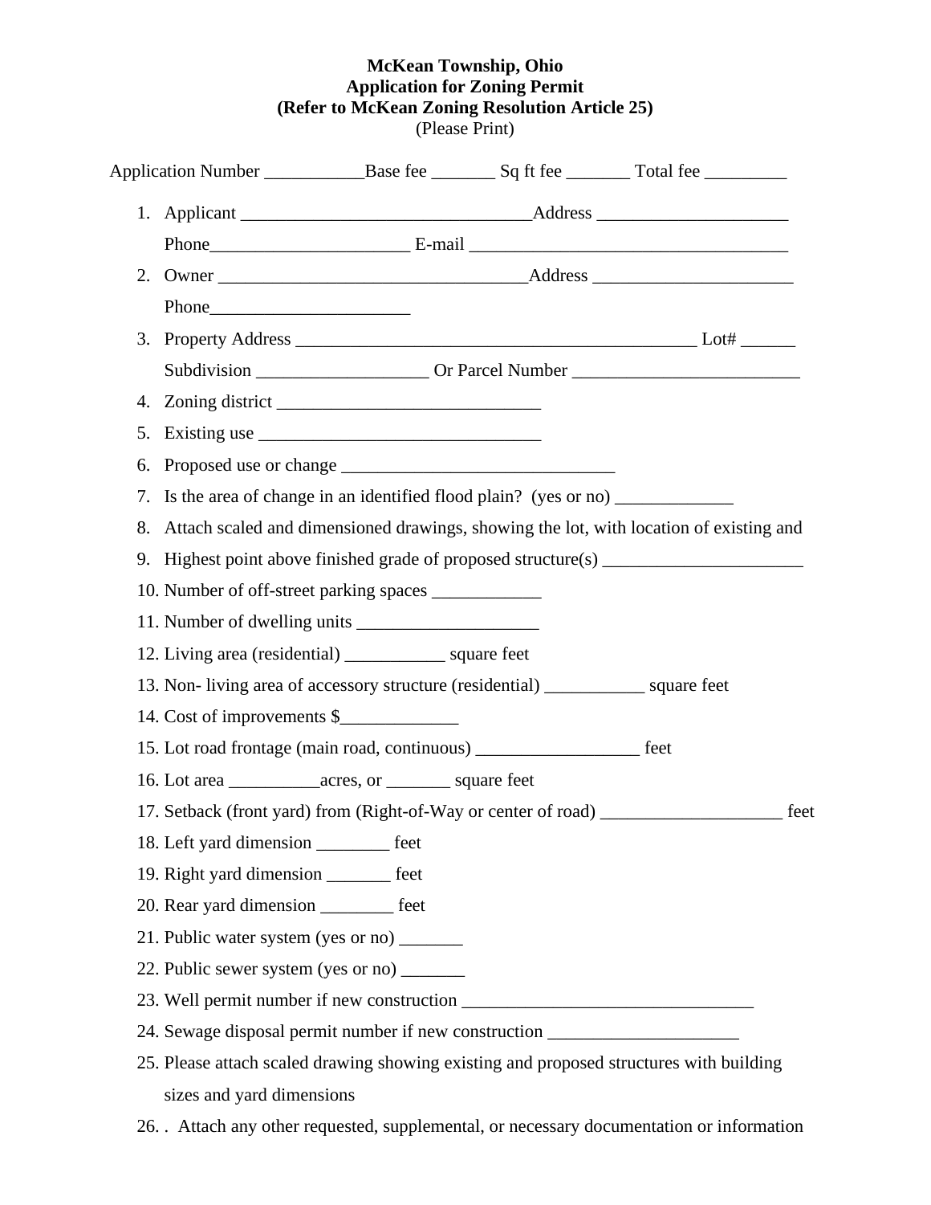**McKean Township, Ohio**
**Application for Zoning Permit**
**(Refer to McKean Zoning Resolution Article 25)**
(Please Print)

Application Number ___________Base fee _______ Sq ft fee _______ Total fee _________

1. Applicant _______________________________Address _____________________
   Phone_____________________ E-mail ___________________________________
2. Owner _________________________________Address ______________________
   Phone______________________
3. Property Address _____________________________________________ Lot# ______
   Subdivision __________________ Or Parcel Number _________________________
4. Zoning district _____________________________
5. Existing use _______________________________
6. Proposed use or change ______________________________
7. Is the area of change in an identified flood plain? (yes or no) _____________
8. Attach scaled and dimensioned drawings, showing the lot, with location of existing and
9. Highest point above finished grade of proposed structure(s) ______________________
10. Number of off-street parking spaces ____________
11. Number of dwelling units ____________________
12. Living area (residential) ___________ square feet
13. Non- living area of accessory structure (residential) ___________ square feet
14. Cost of improvements $_____________
15. Lot road frontage (main road, continuous) _________________ feet
16. Lot area __________acres, or _______ square feet
17. Setback (front yard) from (Right-of-Way or center of road) ____________________ feet
18. Left yard dimension ________ feet
19. Right yard dimension _______ feet
20. Rear yard dimension ________ feet
21. Public water system (yes or no) _______
22. Public sewer system (yes or no) _______
23. Well permit number if new construction ________________________________
24. Sewage disposal permit number if new construction _____________________
25. Please attach scaled drawing showing existing and proposed structures with building sizes and yard dimensions
26. . Attach any other requested, supplemental, or necessary documentation or information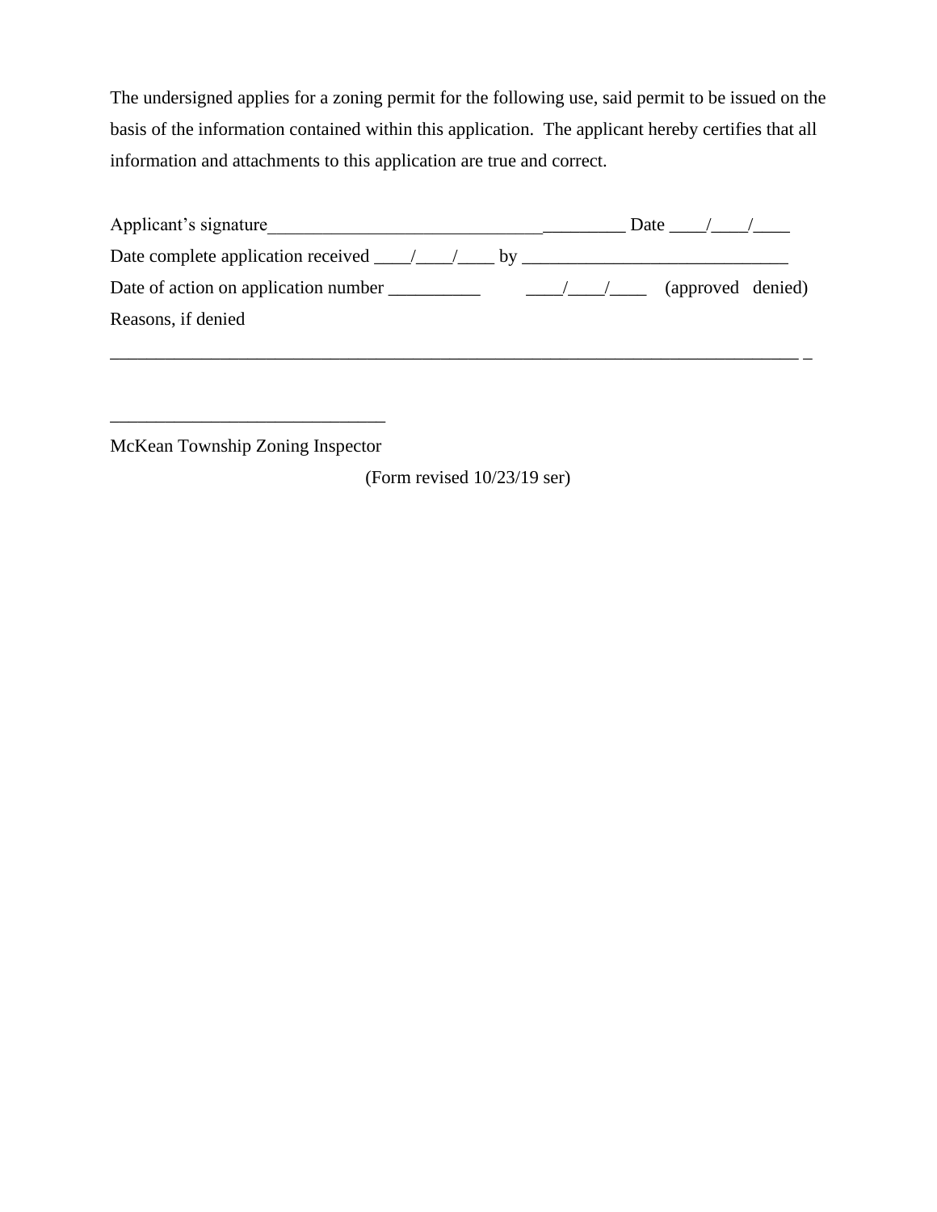The undersigned applies for a zoning permit for the following use, said permit to be issued on the basis of the information contained within this application. The applicant hereby certifies that all information and attachments to this application are true and correct.

Applicant's signature_______________________________________ Date ____/____/____

Date complete application received ____/____/____ by _____________________________

Date of action on application number __________ ____/____/____ (approved denied)

Reasons, if denied

_______________________________________________________________________________ _

______________________________

McKean Township Zoning Inspector

(Form revised 10/23/19 ser)